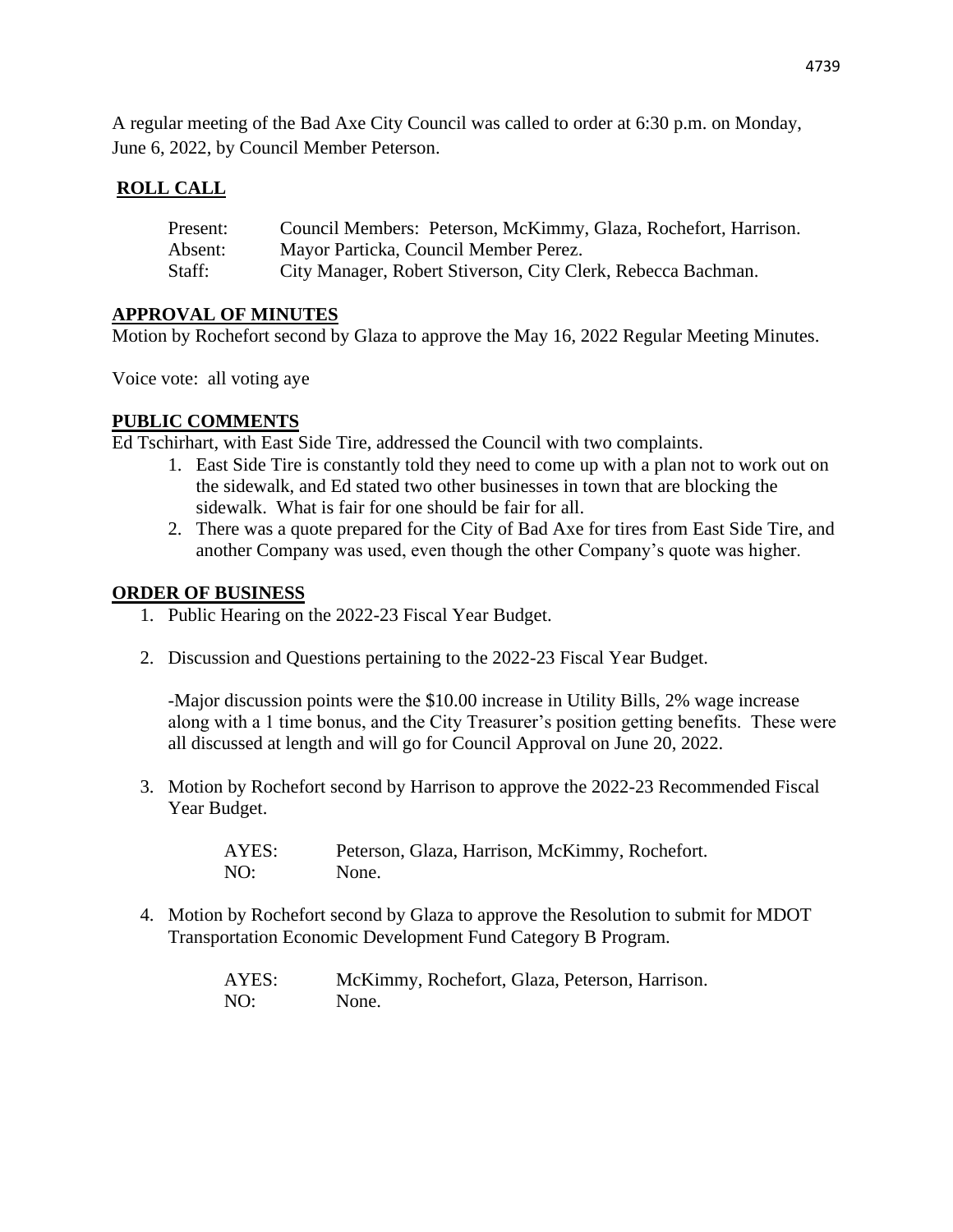A regular meeting of the Bad Axe City Council was called to order at 6:30 p.m. on Monday, June 6, 2022, by Council Member Peterson.

## ROLL CALL

| | |
|---|---|
| Present: | Council Members: Peterson, McKimmy, Glaza, Rochefort, Harrison. |
| Absent: | Mayor Particka, Council Member Perez. |
| Staff: | City Manager, Robert Stiverson, City Clerk, Rebecca Bachman. |

## APPROVAL OF MINUTES

Motion by Rochefort second by Glaza to approve the May 16, 2022 Regular Meeting Minutes.

Voice vote: all voting aye

## PUBLIC COMMENTS

Ed Tschirhart, with East Side Tire, addressed the Council with two complaints.

1. East Side Tire is constantly told they need to come up with a plan not to work out on the sidewalk, and Ed stated two other businesses in town that are blocking the sidewalk. What is fair for one should be fair for all.
2. There was a quote prepared for the City of Bad Axe for tires from East Side Tire, and another Company was used, even though the other Company's quote was higher.

## ORDER OF BUSINESS

1. Public Hearing on the 2022-23 Fiscal Year Budget.

2. Discussion and Questions pertaining to the 2022-23 Fiscal Year Budget.

   -Major discussion points were the $10.00 increase in Utility Bills, 2% wage increase along with a 1 time bonus, and the City Treasurer's position getting benefits. These were all discussed at length and will go for Council Approval on June 20, 2022.

3. Motion by Rochefort second by Harrison to approve the 2022-23 Recommended Fiscal Year Budget.

   AYES: Peterson, Glaza, Harrison, McKimmy, Rochefort.
   NO: None.

4. Motion by Rochefort second by Glaza to approve the Resolution to submit for MDOT Transportation Economic Development Fund Category B Program.

   AYES: McKimmy, Rochefort, Glaza, Peterson, Harrison.
   NO: None.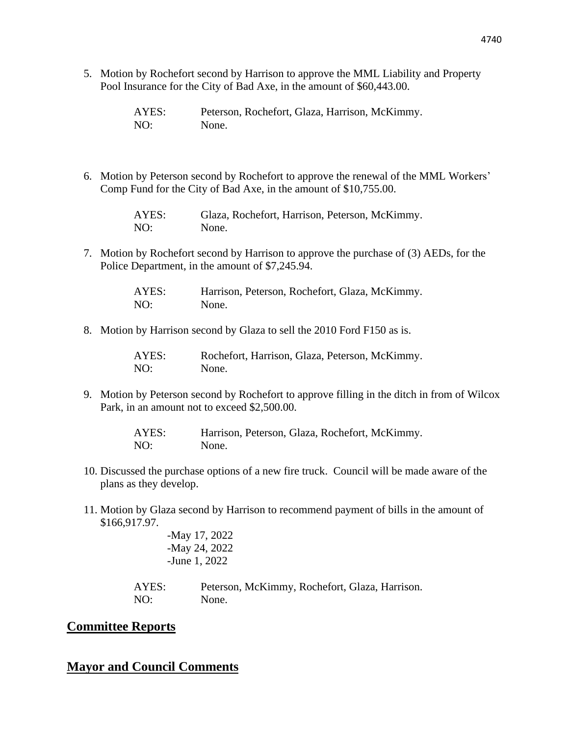5. Motion by Rochefort second by Harrison to approve the MML Liability and Property Pool Insurance for the City of Bad Axe, in the amount of $60,443.00.

   AYES: Peterson, Rochefort, Glaza, Harrison, McKimmy.
   NO: None.

6. Motion by Peterson second by Rochefort to approve the renewal of the MML Workers' Comp Fund for the City of Bad Axe, in the amount of $10,755.00.

   AYES: Glaza, Rochefort, Harrison, Peterson, McKimmy.
   NO: None.

7. Motion by Rochefort second by Harrison to approve the purchase of (3) AEDs, for the Police Department, in the amount of $7,245.94.

   AYES: Harrison, Peterson, Rochefort, Glaza, McKimmy.
   NO: None.

8. Motion by Harrison second by Glaza to sell the 2010 Ford F150 as is.

   AYES: Rochefort, Harrison, Glaza, Peterson, McKimmy.
   NO: None.

9. Motion by Peterson second by Rochefort to approve filling in the ditch in from of Wilcox Park, in an amount not to exceed $2,500.00.

   AYES: Harrison, Peterson, Glaza, Rochefort, McKimmy.
   NO: None.

10. Discussed the purchase options of a new fire truck. Council will be made aware of the plans as they develop.

11. Motion by Glaza second by Harrison to recommend payment of bills in the amount of $166,917.97.
    - May 17, 2022
    - May 24, 2022
    - June 1, 2022

    AYES: Peterson, McKimmy, Rochefort, Glaza, Harrison.
    NO: None.

## Committee Reports

## Mayor and Council Comments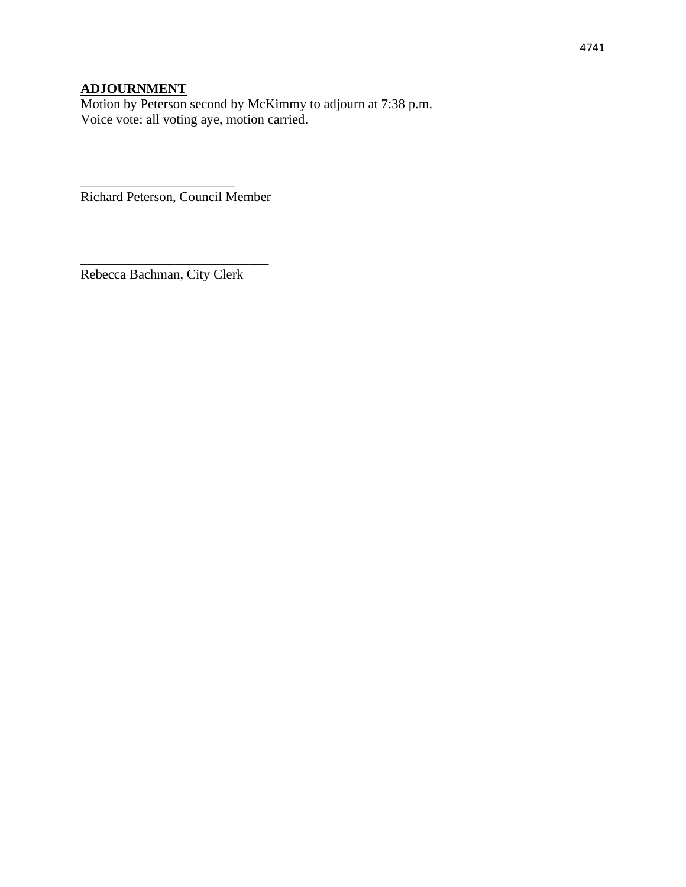**ADJOURNMENT**

Motion by Peterson second by McKimmy to adjourn at 7:38 p.m.
Voice vote: all voting aye, motion carried.

_______________________
Richard Peterson, Council Member

____________________________
Rebecca Bachman, City Clerk